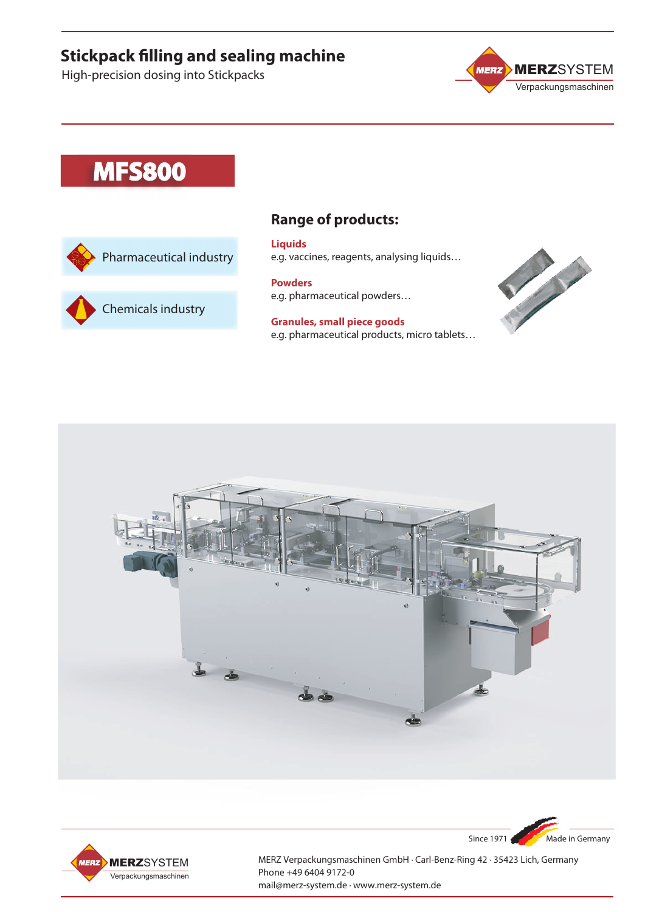# Stickpack filling and sealing machine

High-precision dosing into Stickpacks

MERZSYSTEM
Verpackungsmaschinen

## MFS800

Pharmaceutical industry

Chemicals industry

## Range of products:

**Liquids**
e.g. vaccines, reagents, analysing liquids…

**Powders**
e.g. pharmaceutical powders…

**Granules, small piece goods**
e.g. pharmaceutical products, micro tablets…

Since 1971 · Made in Germany

MERZSYSTEM
Verpackungsmaschinen

MERZ Verpackungsmaschinen GmbH · Carl-Benz-Ring 42 · 35423 Lich, Germany
Phone +49 6404 9172-0
mail@merz-system.de · www.merz-system.de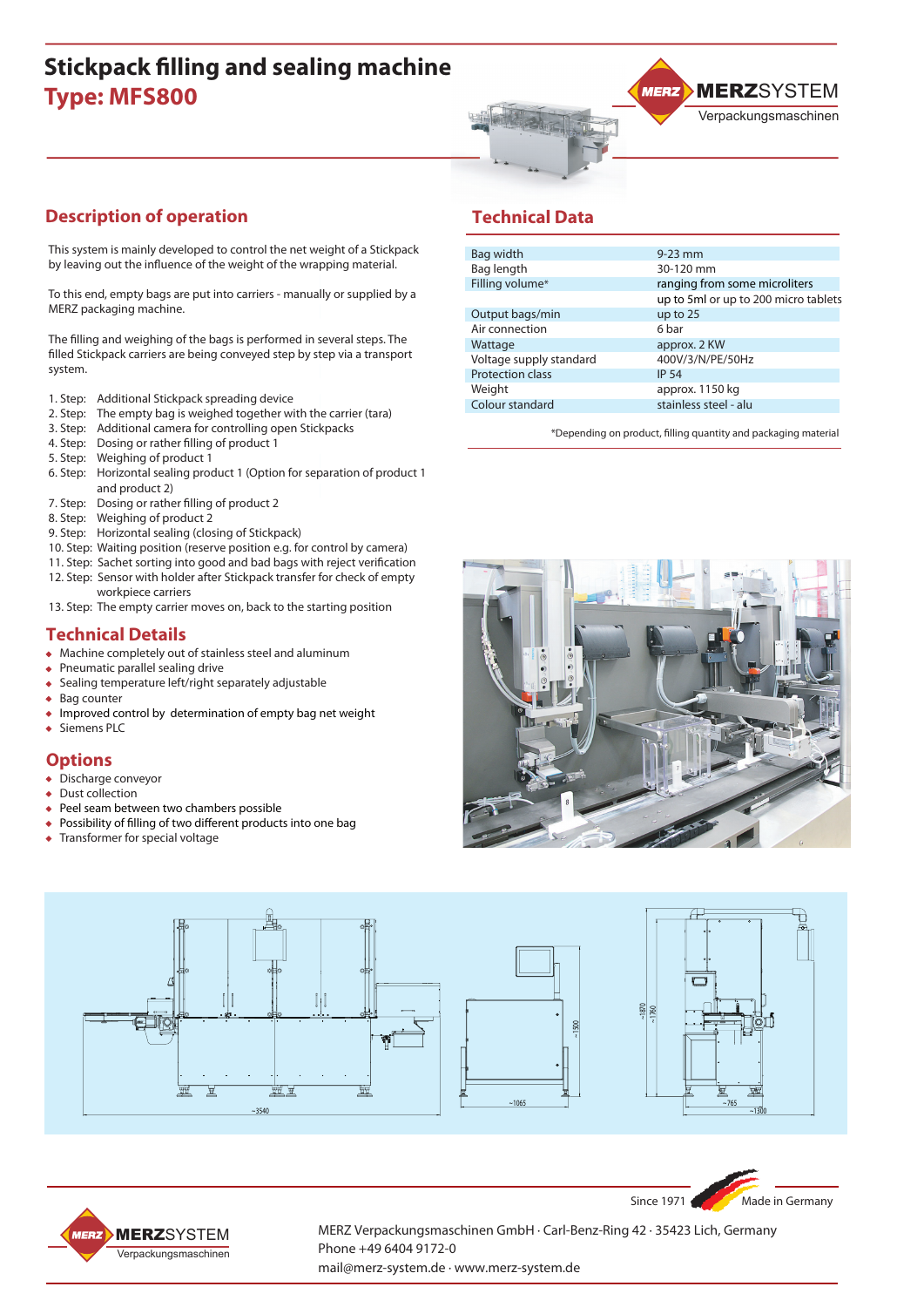# Stickpack filling and sealing machine
## Type: MFS800

MERZSYSTEM
Verpackungsmaschinen

## Description of operation

This system is mainly developed to control the net weight of a Stickpack by leaving out the influence of the weight of the wrapping material.

To this end, empty bags are put into carriers - manually or supplied by a MERZ packaging machine.

The filling and weighing of the bags is performed in several steps. The filled Stickpack carriers are being conveyed step by step via a transport system.

1. Step: Additional Stickpack spreading device
2. Step: The empty bag is weighed together with the carrier (tara)
3. Step: Additional camera for controlling open Stickpacks
4. Step: Dosing or rather filling of product 1
5. Step: Weighing of product 1
6. Step: Horizontal sealing product 1 (Option for separation of product 1 and product 2)
7. Step: Dosing or rather filling of product 2
8. Step: Weighing of product 2
9. Step: Horizontal sealing (closing of Stickpack)
10. Step: Waiting position (reserve position e.g. for control by camera)
11. Step: Sachet sorting into good and bad bags with reject verification
12. Step: Sensor with holder after Stickpack transfer for check of empty workpiece carriers
13. Step: The empty carrier moves on, back to the starting position

## Technical Details

- Machine completely out of stainless steel and aluminum
- Pneumatic parallel sealing drive
- Sealing temperature left/right separately adjustable
- Bag counter
- Improved control by determination of empty bag net weight
- Siemens PLC

## Options

- Discharge conveyor
- Dust collection
- Peel seam between two chambers possible
- Possibility of filling of two different products into one bag
- Transformer for special voltage

## Technical Data

| | |
|---|---|
| Bag width | 9-23 mm |
| Bag length | 30-120 mm |
| Filling volume* | ranging from some microliters up to 5ml or up to 200 micro tablets |
| Output bags/min | up to 25 |
| Air connection | 6 bar |
| Wattage | approx. 2 KW |
| Voltage supply standard | 400V/3/N/PE/50Hz |
| Protection class | IP 54 |
| Weight | approx. 1150 kg |
| Colour standard | stainless steel - alu |

*Depending on product, filling quantity and packaging material

~3540

~1065

~1500

~1870

~1760

~765

~1300

Since 1971 Made in Germany

MERZSYSTEM
Verpackungsmaschinen

MERZ Verpackungsmaschinen GmbH · Carl-Benz-Ring 42 · 35423 Lich, Germany
Phone +49 6404 9172-0
mail@merz-system.de · www.merz-system.de